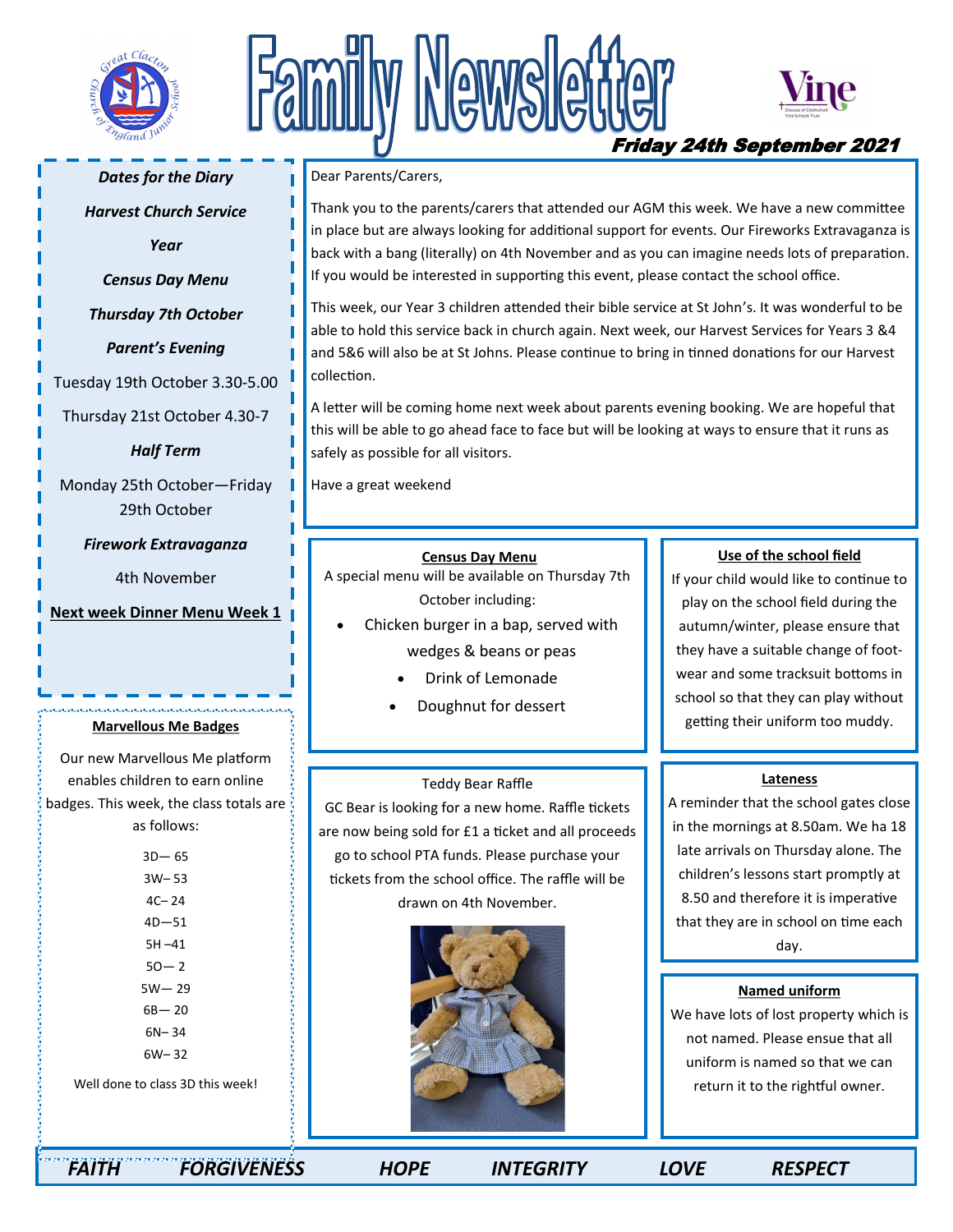# Family Newsletter

**Friday 24th September 2021**

Dear Parents/Carers,

Thank you to the parents/carers that attended our AGM this week. We have a new committee in place but are always looking for additional support for events. Our Fireworks Extravaganza is back with a bang (literally) on 4th November and as you can imagine needs lots of preparation. If you would be interested in supporting this event, please contact the school office.

This week, our Year 3 children attended their bible service at St John's. It was wonderful to be able to hold this service back in church again. Next week, our Harvest Services for Years 3 &4 and 5&6 will also be at St Johns. Please continue to bring in tinned donations for our Harvest collection.

A letter will be coming home next week about parents evening booking. We are hopeful that this will be able to go ahead face to face but will be looking at ways to ensure that it runs as safely as possible for all visitors.

Have a great weekend

***Dates for the Diary***

***Harvest Church Service***

***Year***

***Census Day Menu***

***Thursday 7th October***

***Parent's Evening***

Tuesday 19th October 3.30-5.00

Thursday 21st October 4.30-7

***Half Term***

Monday 25th October—Friday 29th October

***Firework Extravaganza***

4th November

**Next week Dinner Menu Week 1**

**Marvellous Me Badges**

Our new Marvellous Me platform enables children to earn online badges. This week, the class totals are as follows:

3D— 65
3W– 53
4C– 24
4D—51
5H –41
5O— 2
5W— 29
6B— 20
6N– 34
6W– 32

Well done to class 3D this week!

**Census Day Menu**

A special menu will be available on Thursday 7th October including:

- Chicken burger in a bap, served with wedges & beans or peas
- Drink of Lemonade
- Doughnut for dessert

**Use of the school field**

If your child would like to continue to play on the school field during the autumn/winter, please ensure that they have a suitable change of footwear and some tracksuit bottoms in school so that they can play without getting their uniform too muddy.

Teddy Bear Raffle

GC Bear is looking for a new home. Raffle tickets are now being sold for £1 a ticket and all proceeds go to school PTA funds. Please purchase your tickets from the school office. The raffle will be drawn on 4th November.

**Lateness**

A reminder that the school gates close in the mornings at 8.50am. We ha 18 late arrivals on Thursday alone. The children's lessons start promptly at 8.50 and therefore it is imperative that they are in school on time each day.

**Named uniform**

We have lots of lost property which is not named. Please ensue that all uniform is named so that we can return it to the rightful owner.

***FAITH FORGIVENESS HOPE INTEGRITY LOVE RESPECT***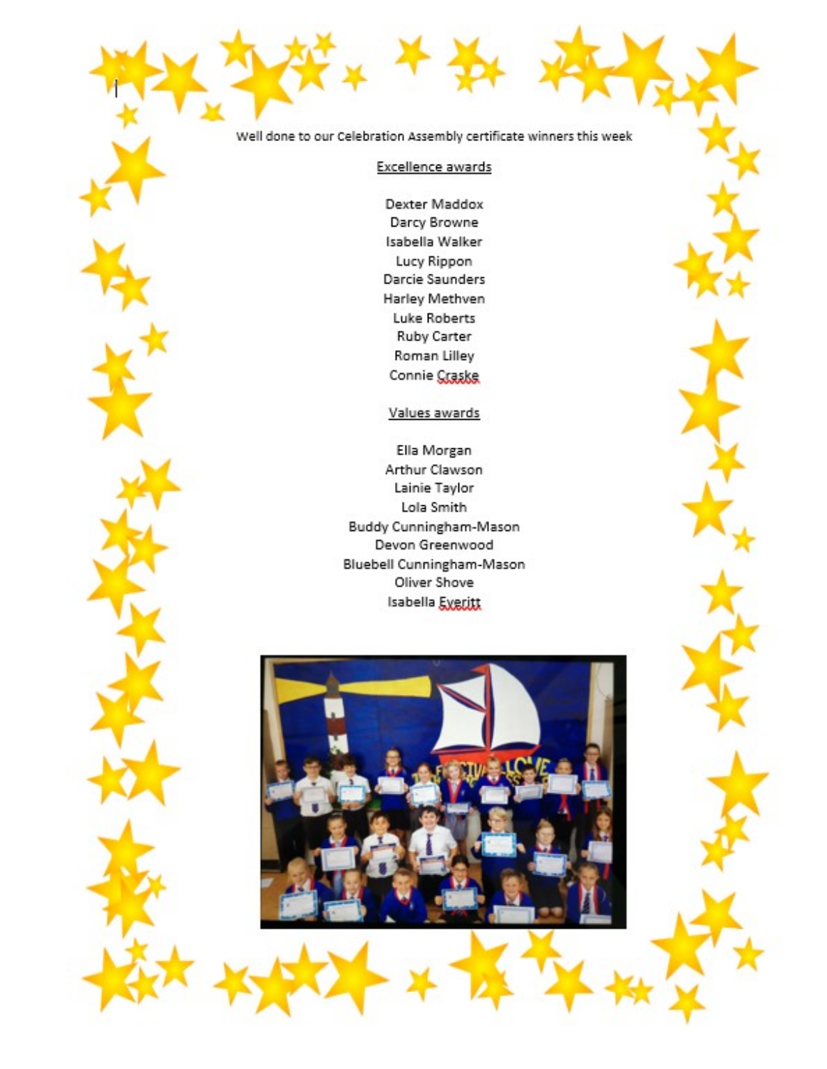Well done to our Celebration Assembly certificate winners this week

Excellence awards

Dexter Maddox
Darcy Browne
Isabella Walker
Lucy Rippon
Darcie Saunders
Harley Methven
Luke Roberts
Ruby Carter
Roman Lilley
Connie Craske

Values awards

Ella Morgan
Arthur Clawson
Lainie Taylor
Lola Smith
Buddy Cunningham-Mason
Devon Greenwood
Bluebell Cunningham-Mason
Oliver Shove
Isabella Everitt